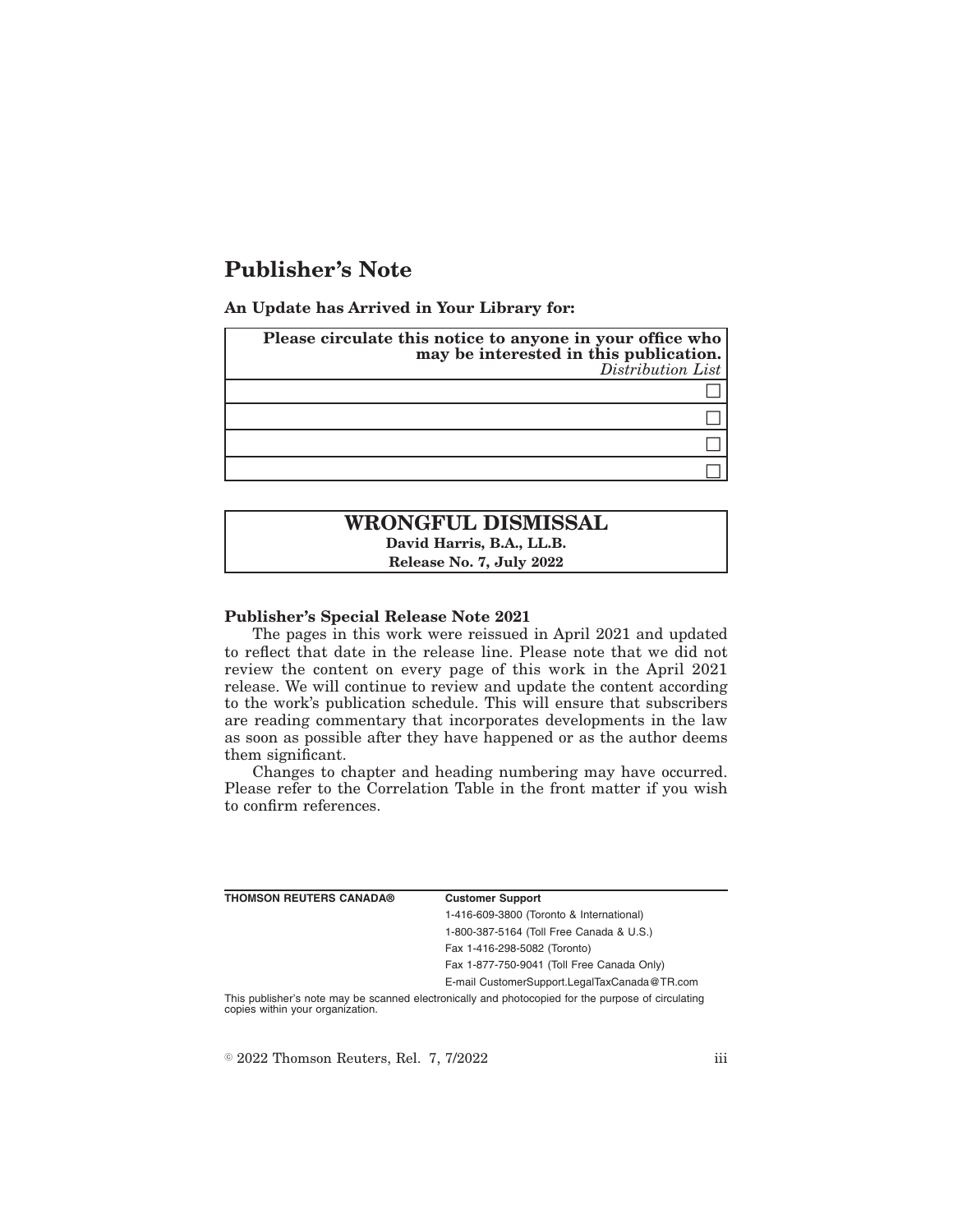# Publisher's Note

**An Update has Arrived in Your Library for:**

| **Please circulate this notice to anyone in your office who may be interested in this publication.** *Distribution List* |
|---|
| ☐ |
| ☐ |
| ☐ |
| ☐ |

**WRONGFUL DISMISSAL**
**David Harris, B.A., LL.B.**
**Release No. 7, July 2022**

**Publisher's Special Release Note 2021**

The pages in this work were reissued in April 2021 and updated to reflect that date in the release line. Please note that we did not review the content on every page of this work in the April 2021 release. We will continue to review and update the content according to the work's publication schedule. This will ensure that subscribers are reading commentary that incorporates developments in the law as soon as possible after they have happened or as the author deems them significant.

Changes to chapter and heading numbering may have occurred. Please refer to the Correlation Table in the front matter if you wish to confirm references.

**THOMSON REUTERS CANADA®**

**Customer Support**
1-416-609-3800 (Toronto & International)
1-800-387-5164 (Toll Free Canada & U.S.)
Fax 1-416-298-5082 (Toronto)
Fax 1-877-750-9041 (Toll Free Canada Only)
E-mail CustomerSupport.LegalTaxCanada@TR.com

This publisher's note may be scanned electronically and photocopied for the purpose of circulating copies within your organization.

© 2022 Thomson Reuters, Rel. 7, 7/2022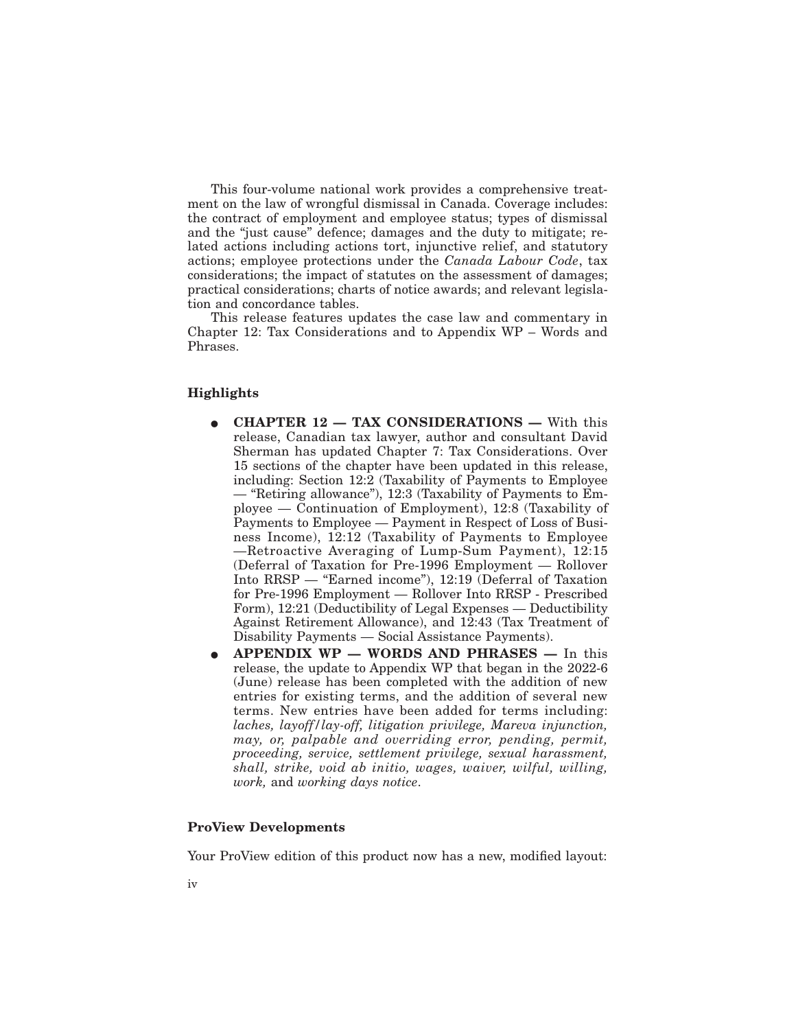This four-volume national work provides a comprehensive treatment on the law of wrongful dismissal in Canada. Coverage includes: the contract of employment and employee status; types of dismissal and the "just cause" defence; damages and the duty to mitigate; related actions including actions tort, injunctive relief, and statutory actions; employee protections under the *Canada Labour Code*, tax considerations; the impact of statutes on the assessment of damages; practical considerations; charts of notice awards; and relevant legislation and concordance tables.

This release features updates the case law and commentary in Chapter 12: Tax Considerations and to Appendix WP – Words and Phrases.

### Highlights

- **CHAPTER 12 — TAX CONSIDERATIONS —** With this release, Canadian tax lawyer, author and consultant David Sherman has updated Chapter 7: Tax Considerations. Over 15 sections of the chapter have been updated in this release, including: Section 12:2 (Taxability of Payments to Employee — "Retiring allowance"), 12:3 (Taxability of Payments to Employee — Continuation of Employment), 12:8 (Taxability of Payments to Employee — Payment in Respect of Loss of Business Income), 12:12 (Taxability of Payments to Employee —Retroactive Averaging of Lump-Sum Payment), 12:15 (Deferral of Taxation for Pre-1996 Employment — Rollover Into RRSP — "Earned income"), 12:19 (Deferral of Taxation for Pre-1996 Employment — Rollover Into RRSP - Prescribed Form), 12:21 (Deductibility of Legal Expenses — Deductibility Against Retirement Allowance), and 12:43 (Tax Treatment of Disability Payments — Social Assistance Payments).
- **APPENDIX WP — WORDS AND PHRASES —** In this release, the update to Appendix WP that began in the 2022-6 (June) release has been completed with the addition of new entries for existing terms, and the addition of several new terms. New entries have been added for terms including: *laches, layoff/lay-off, litigation privilege, Mareva injunction, may, or, palpable and overriding error, pending, permit, proceeding, service, settlement privilege, sexual harassment, shall, strike, void ab initio, wages, waiver, wilful, willing, work,* and *working days notice*.

### ProView Developments

Your ProView edition of this product now has a new, modified layout: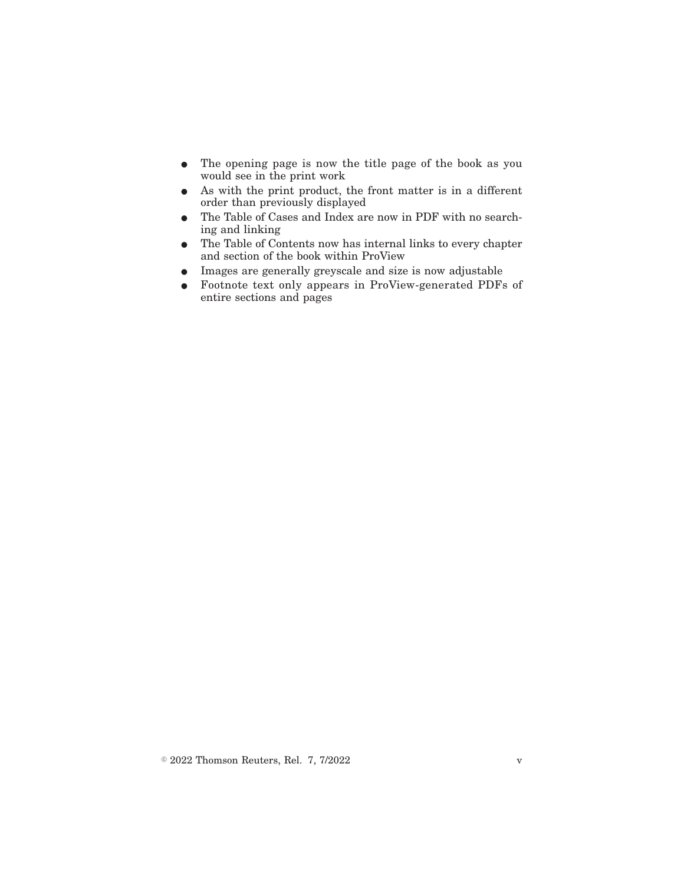- The opening page is now the title page of the book as you would see in the print work
- As with the print product, the front matter is in a different order than previously displayed
- The Table of Cases and Index are now in PDF with no searching and linking
- The Table of Contents now has internal links to every chapter and section of the book within ProView
- Images are generally greyscale and size is now adjustable
- Footnote text only appears in ProView-generated PDFs of entire sections and pages